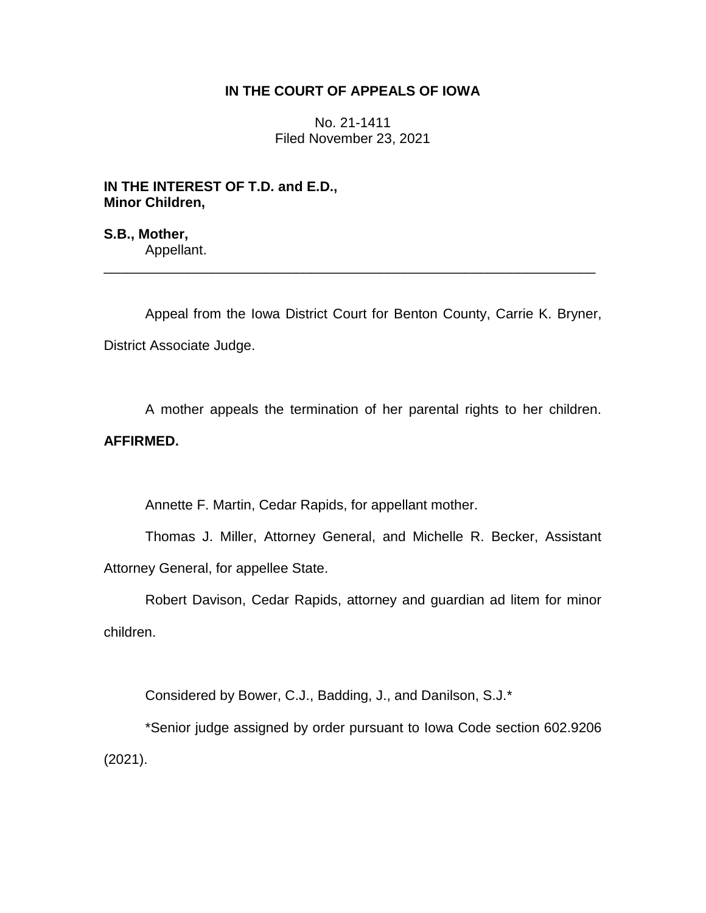**IN THE COURT OF APPEALS OF IOWA**

No. 21-1411
Filed November 23, 2021

**IN THE INTEREST OF T.D. and E.D., Minor Children,**

**S.B., Mother,**
Appellant.

---

Appeal from the Iowa District Court for Benton County, Carrie K. Bryner, District Associate Judge.

A mother appeals the termination of her parental rights to her children. **AFFIRMED.**

Annette F. Martin, Cedar Rapids, for appellant mother.

Thomas J. Miller, Attorney General, and Michelle R. Becker, Assistant Attorney General, for appellee State.

Robert Davison, Cedar Rapids, attorney and guardian ad litem for minor children.

Considered by Bower, C.J., Badding, J., and Danilson, S.J.*

*Senior judge assigned by order pursuant to Iowa Code section 602.9206 (2021).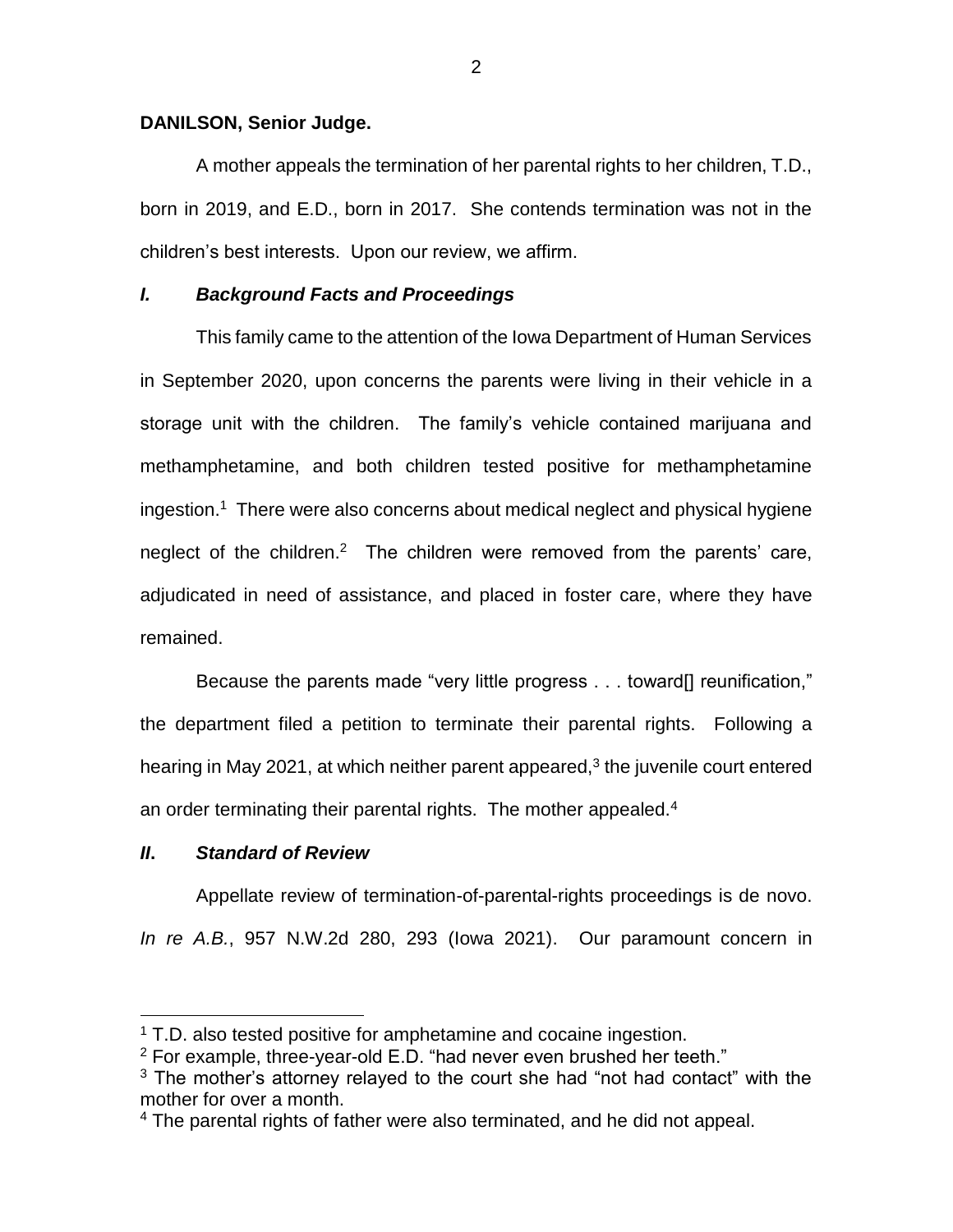**DANILSON, Senior Judge.**

A mother appeals the termination of her parental rights to her children, T.D., born in 2019, and E.D., born in 2017. She contends termination was not in the children's best interests. Upon our review, we affirm.

## *I. Background Facts and Proceedings*

This family came to the attention of the Iowa Department of Human Services in September 2020, upon concerns the parents were living in their vehicle in a storage unit with the children. The family's vehicle contained marijuana and methamphetamine, and both children tested positive for methamphetamine ingestion.[1] There were also concerns about medical neglect and physical hygiene neglect of the children.[2] The children were removed from the parents' care, adjudicated in need of assistance, and placed in foster care, where they have remained.

Because the parents made "very little progress . . . toward[] reunification," the department filed a petition to terminate their parental rights. Following a hearing in May 2021, at which neither parent appeared,[3] the juvenile court entered an order terminating their parental rights. The mother appealed.[4]

## *II. Standard of Review*

Appellate review of termination-of-parental-rights proceedings is de novo. *In re A.B.*, 957 N.W.2d 280, 293 (Iowa 2021). Our paramount concern in

---

[1] T.D. also tested positive for amphetamine and cocaine ingestion.

[2] For example, three-year-old E.D. "had never even brushed her teeth."

[3] The mother's attorney relayed to the court she had "not had contact" with the mother for over a month.

[4] The parental rights of father were also terminated, and he did not appeal.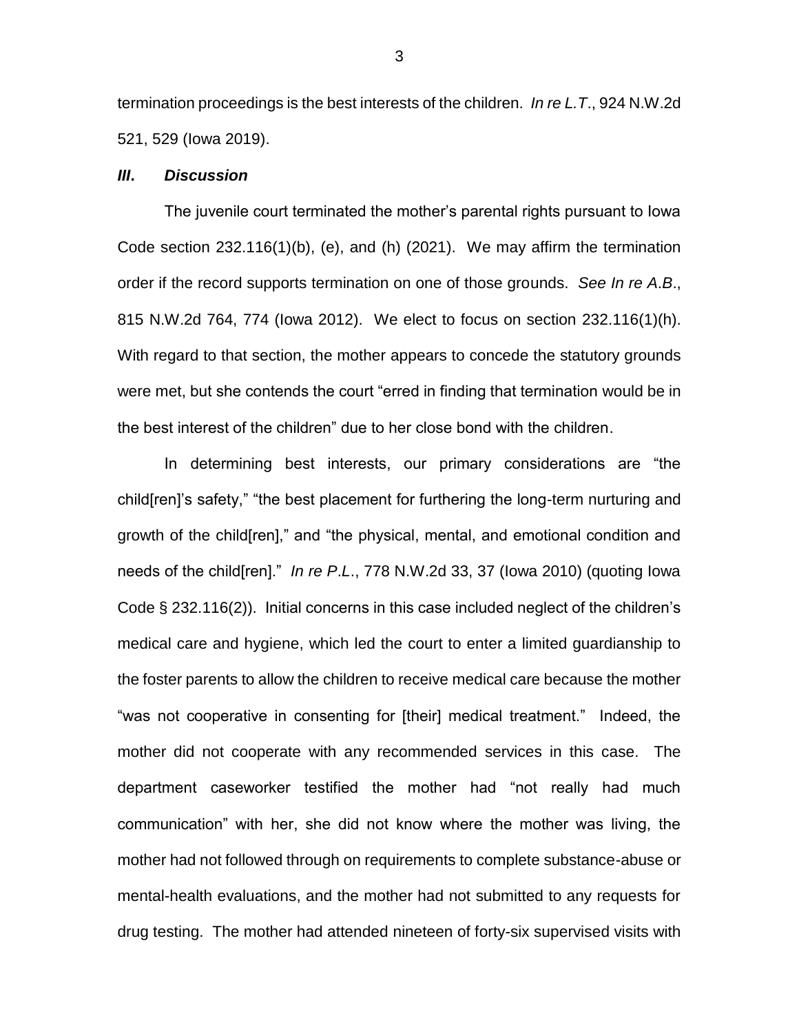termination proceedings is the best interests of the children. *In re L.T*., 924 N.W.2d 521, 529 (Iowa 2019).

### *III. Discussion*

The juvenile court terminated the mother's parental rights pursuant to Iowa Code section 232.116(1)(b), (e), and (h) (2021). We may affirm the termination order if the record supports termination on one of those grounds. *See In re A.B*., 815 N.W.2d 764, 774 (Iowa 2012). We elect to focus on section 232.116(1)(h). With regard to that section, the mother appears to concede the statutory grounds were met, but she contends the court "erred in finding that termination would be in the best interest of the children" due to her close bond with the children.

In determining best interests, our primary considerations are "the child[ren]'s safety," "the best placement for furthering the long-term nurturing and growth of the child[ren]," and "the physical, mental, and emotional condition and needs of the child[ren]." *In re P.L*., 778 N.W.2d 33, 37 (Iowa 2010) (quoting Iowa Code § 232.116(2)). Initial concerns in this case included neglect of the children's medical care and hygiene, which led the court to enter a limited guardianship to the foster parents to allow the children to receive medical care because the mother "was not cooperative in consenting for [their] medical treatment." Indeed, the mother did not cooperate with any recommended services in this case. The department caseworker testified the mother had "not really had much communication" with her, she did not know where the mother was living, the mother had not followed through on requirements to complete substance-abuse or mental-health evaluations, and the mother had not submitted to any requests for drug testing. The mother had attended nineteen of forty-six supervised visits with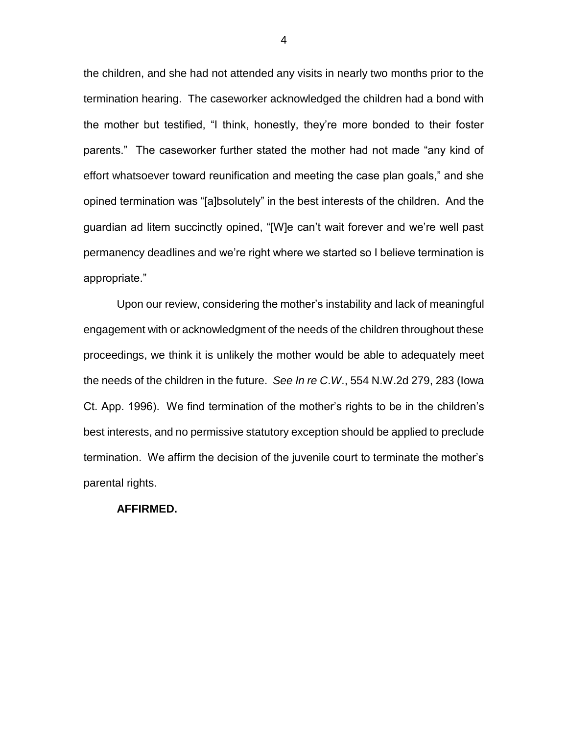the children, and she had not attended any visits in nearly two months prior to the termination hearing. The caseworker acknowledged the children had a bond with the mother but testified, "I think, honestly, they're more bonded to their foster parents." The caseworker further stated the mother had not made "any kind of effort whatsoever toward reunification and meeting the case plan goals," and she opined termination was "[a]bsolutely" in the best interests of the children. And the guardian ad litem succinctly opined, "[W]e can't wait forever and we're well past permanency deadlines and we're right where we started so I believe termination is appropriate."

Upon our review, considering the mother's instability and lack of meaningful engagement with or acknowledgment of the needs of the children throughout these proceedings, we think it is unlikely the mother would be able to adequately meet the needs of the children in the future. *See In re C.W.*, 554 N.W.2d 279, 283 (Iowa Ct. App. 1996). We find termination of the mother's rights to be in the children's best interests, and no permissive statutory exception should be applied to preclude termination. We affirm the decision of the juvenile court to terminate the mother's parental rights.

**AFFIRMED.**